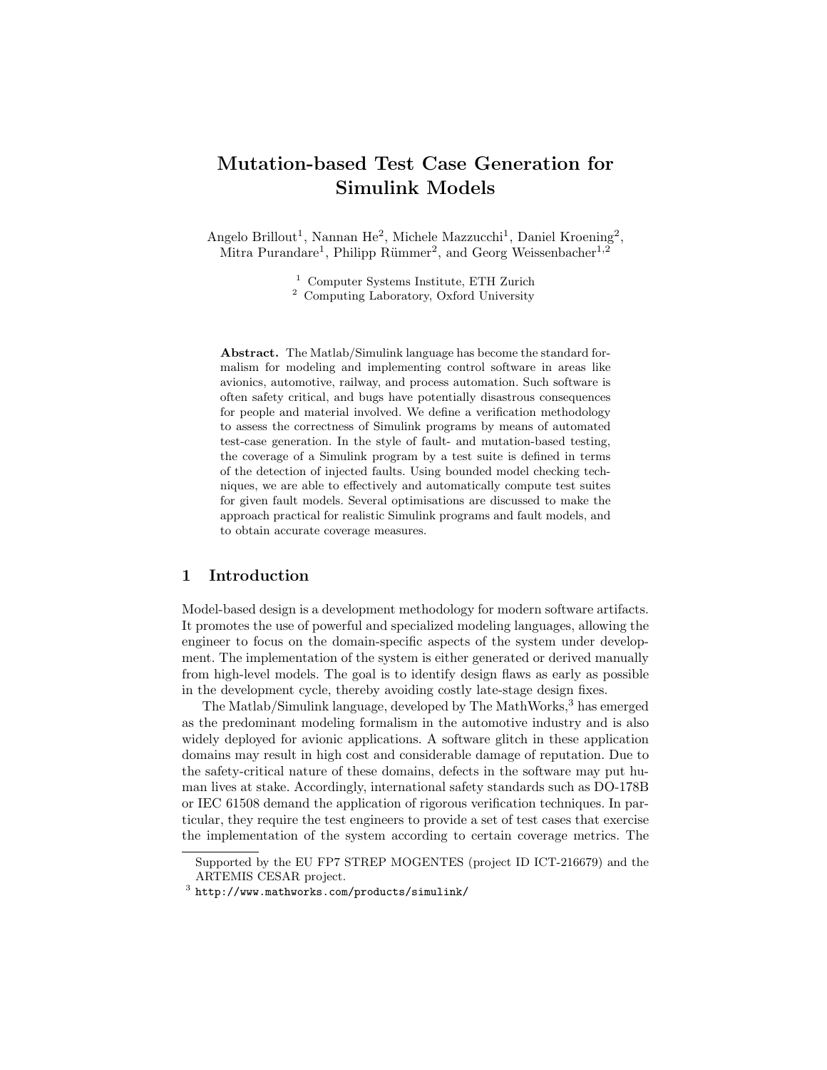# Mutation-based Test Case Generation for Simulink Models

Angelo Brillout[1], Nannan He[2], Michele Mazzucchi[1], Daniel Kroening[2], Mitra Purandare[1], Philipp Rümmer[2], and Georg Weissenbacher[1,2]

[1] Computer Systems Institute, ETH Zurich
[2] Computing Laboratory, Oxford University

**Abstract.** The Matlab/Simulink language has become the standard formalism for modeling and implementing control software in areas like avionics, automotive, railway, and process automation. Such software is often safety critical, and bugs have potentially disastrous consequences for people and material involved. We define a verification methodology to assess the correctness of Simulink programs by means of automated test-case generation. In the style of fault- and mutation-based testing, the coverage of a Simulink program by a test suite is defined in terms of the detection of injected faults. Using bounded model checking techniques, we are able to effectively and automatically compute test suites for given fault models. Several optimisations are discussed to make the approach practical for realistic Simulink programs and fault models, and to obtain accurate coverage measures.

## 1 Introduction

Model-based design is a development methodology for modern software artifacts. It promotes the use of powerful and specialized modeling languages, allowing the engineer to focus on the domain-specific aspects of the system under development. The implementation of the system is either generated or derived manually from high-level models. The goal is to identify design flaws as early as possible in the development cycle, thereby avoiding costly late-stage design fixes.

The Matlab/Simulink language, developed by The MathWorks,[3] has emerged as the predominant modeling formalism in the automotive industry and is also widely deployed for avionic applications. A software glitch in these application domains may result in high cost and considerable damage of reputation. Due to the safety-critical nature of these domains, defects in the software may put human lives at stake. Accordingly, international safety standards such as DO-178B or IEC 61508 demand the application of rigorous verification techniques. In particular, they require the test engineers to provide a set of test cases that exercise the implementation of the system according to certain coverage metrics. The

Supported by the EU FP7 STREP MOGENTES (project ID ICT-216679) and the ARTEMIS CESAR project.

[3] http://www.mathworks.com/products/simulink/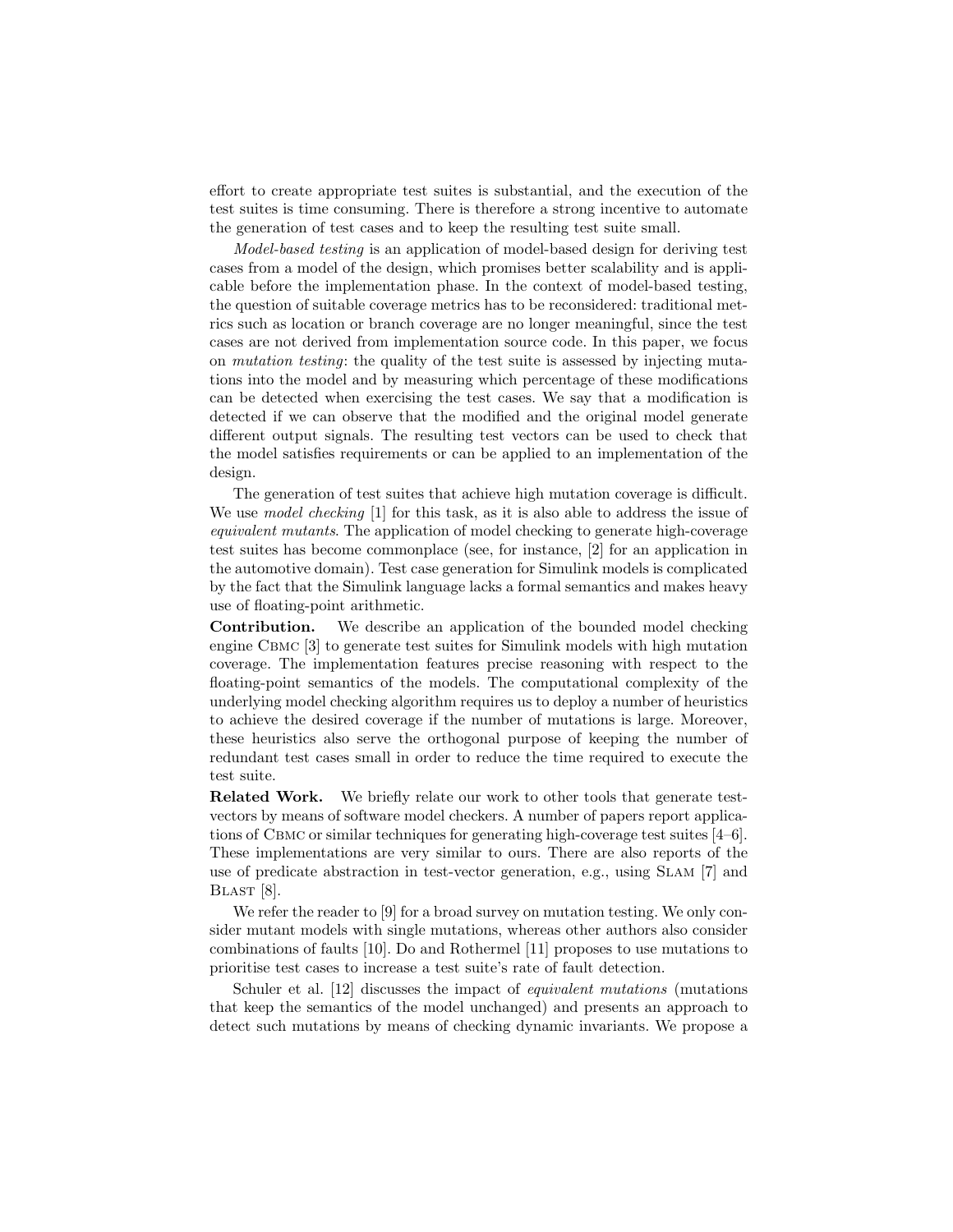effort to create appropriate test suites is substantial, and the execution of the test suites is time consuming. There is therefore a strong incentive to automate the generation of test cases and to keep the resulting test suite small.

*Model-based testing* is an application of model-based design for deriving test cases from a model of the design, which promises better scalability and is applicable before the implementation phase. In the context of model-based testing, the question of suitable coverage metrics has to be reconsidered: traditional metrics such as location or branch coverage are no longer meaningful, since the test cases are not derived from implementation source code. In this paper, we focus on *mutation testing*: the quality of the test suite is assessed by injecting mutations into the model and by measuring which percentage of these modifications can be detected when exercising the test cases. We say that a modification is detected if we can observe that the modified and the original model generate different output signals. The resulting test vectors can be used to check that the model satisfies requirements or can be applied to an implementation of the design.

The generation of test suites that achieve high mutation coverage is difficult. We use *model checking* [1] for this task, as it is also able to address the issue of *equivalent mutants*. The application of model checking to generate high-coverage test suites has become commonplace (see, for instance, [2] for an application in the automotive domain). Test case generation for Simulink models is complicated by the fact that the Simulink language lacks a formal semantics and makes heavy use of floating-point arithmetic.

**Contribution.** We describe an application of the bounded model checking engine CBMC [3] to generate test suites for Simulink models with high mutation coverage. The implementation features precise reasoning with respect to the floating-point semantics of the models. The computational complexity of the underlying model checking algorithm requires us to deploy a number of heuristics to achieve the desired coverage if the number of mutations is large. Moreover, these heuristics also serve the orthogonal purpose of keeping the number of redundant test cases small in order to reduce the time required to execute the test suite.

**Related Work.** We briefly relate our work to other tools that generate test-vectors by means of software model checkers. A number of papers report applications of CBMC or similar techniques for generating high-coverage test suites [4–6]. These implementations are very similar to ours. There are also reports of the use of predicate abstraction in test-vector generation, e.g., using SLAM [7] and BLAST [8].

We refer the reader to [9] for a broad survey on mutation testing. We only consider mutant models with single mutations, whereas other authors also consider combinations of faults [10]. Do and Rothermel [11] proposes to use mutations to prioritise test cases to increase a test suite's rate of fault detection.

Schuler et al. [12] discusses the impact of *equivalent mutations* (mutations that keep the semantics of the model unchanged) and presents an approach to detect such mutations by means of checking dynamic invariants. We propose a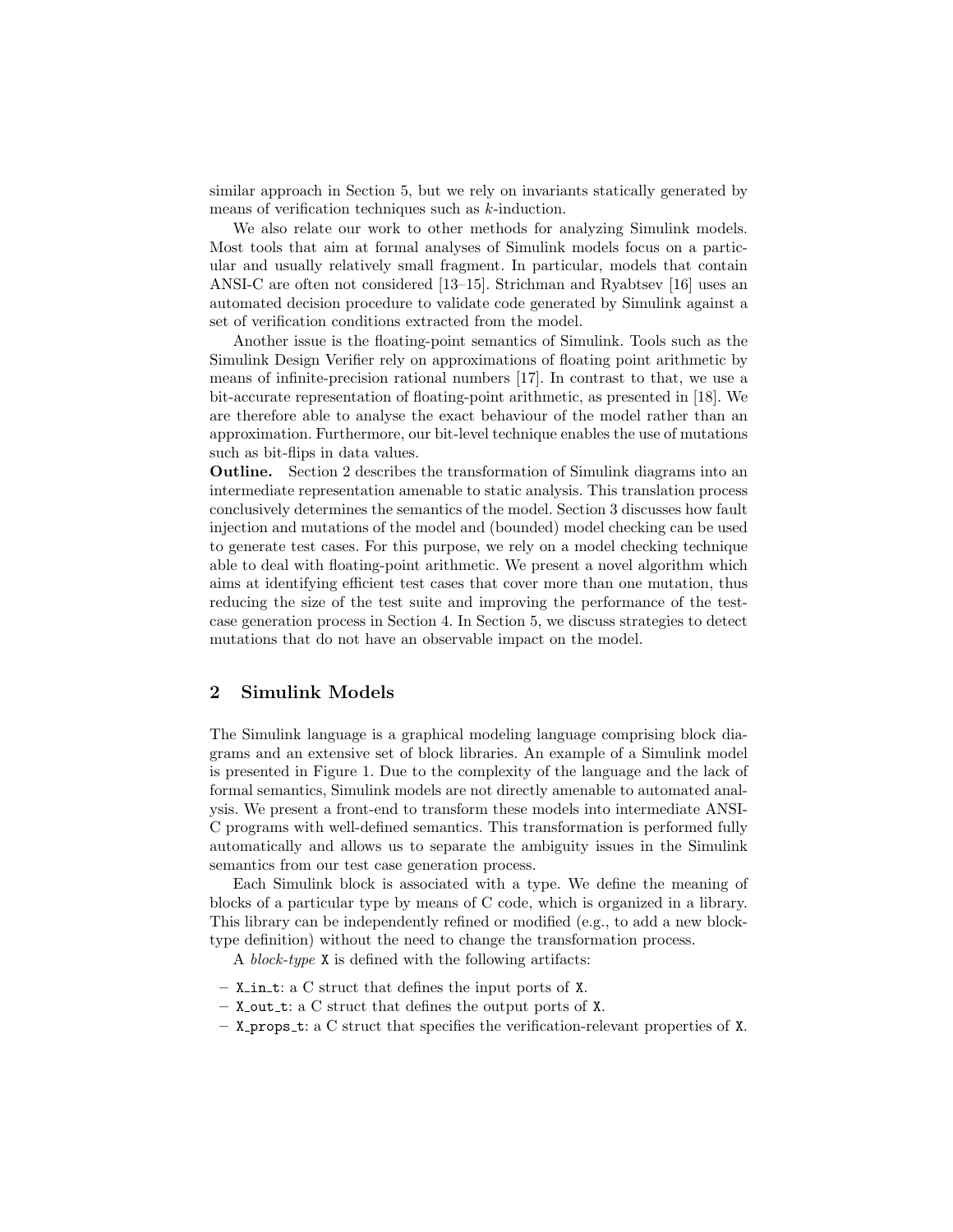similar approach in Section 5, but we rely on invariants statically generated by means of verification techniques such as $k$-induction.

We also relate our work to other methods for analyzing Simulink models. Most tools that aim at formal analyses of Simulink models focus on a particular and usually relatively small fragment. In particular, models that contain ANSI-C are often not considered [13–15]. Strichman and Ryabtsev [16] uses an automated decision procedure to validate code generated by Simulink against a set of verification conditions extracted from the model.

Another issue is the floating-point semantics of Simulink. Tools such as the Simulink Design Verifier rely on approximations of floating point arithmetic by means of infinite-precision rational numbers [17]. In contrast to that, we use a bit-accurate representation of floating-point arithmetic, as presented in [18]. We are therefore able to analyse the exact behaviour of the model rather than an approximation. Furthermore, our bit-level technique enables the use of mutations such as bit-flips in data values.

**Outline.** Section 2 describes the transformation of Simulink diagrams into an intermediate representation amenable to static analysis. This translation process conclusively determines the semantics of the model. Section 3 discusses how fault injection and mutations of the model and (bounded) model checking can be used to generate test cases. For this purpose, we rely on a model checking technique able to deal with floating-point arithmetic. We present a novel algorithm which aims at identifying efficient test cases that cover more than one mutation, thus reducing the size of the test suite and improving the performance of the test-case generation process in Section 4. In Section 5, we discuss strategies to detect mutations that do not have an observable impact on the model.

## 2 Simulink Models

The Simulink language is a graphical modeling language comprising block diagrams and an extensive set of block libraries. An example of a Simulink model is presented in Figure 1. Due to the complexity of the language and the lack of formal semantics, Simulink models are not directly amenable to automated analysis. We present a front-end to transform these models into intermediate ANSI-C programs with well-defined semantics. This transformation is performed fully automatically and allows us to separate the ambiguity issues in the Simulink semantics from our test case generation process.

Each Simulink block is associated with a type. We define the meaning of blocks of a particular type by means of C code, which is organized in a library. This library can be independently refined or modified (e.g., to add a new block-type definition) without the need to change the transformation process.

A *block-type* `X` is defined with the following artifacts:

- `X_in_t`: a C struct that defines the input ports of `X`.
- `X_out_t`: a C struct that defines the output ports of `X`.
- `X_props_t`: a C struct that specifies the verification-relevant properties of `X`.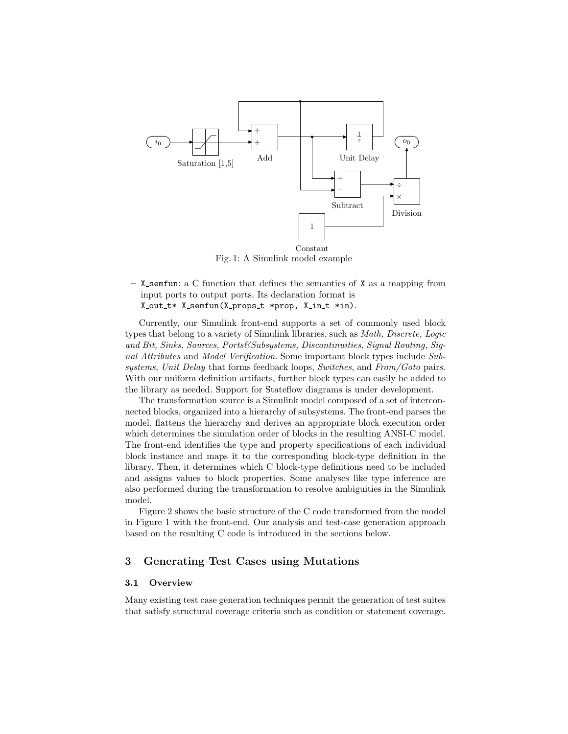Fig. 1: A Simulink model example

- `X_semfun`: a C function that defines the semantics of `X` as a mapping from input ports to output ports. Its declaration format is
  `X_out_t* X_semfun(X_props_t *prop, X_in_t *in)`.

Currently, our Simulink front-end supports a set of commonly used block types that belong to a variety of Simulink libraries, such as *Math, Discrete, Logic and Bit, Sinks, Sources, Ports&Subsystems, Discontinuities, Signal Routing, Signal Attributes* and *Model Verification*. Some important block types include *Subsystems*, *Unit Delay* that forms feedback loops, *Switches*, and *From/Goto* pairs. With our uniform definition artifacts, further block types can easily be added to the library as needed. Support for Stateflow diagrams is under development.

The transformation source is a Simulink model composed of a set of interconnected blocks, organized into a hierarchy of subsystems. The front-end parses the model, flattens the hierarchy and derives an appropriate block execution order which determines the simulation order of blocks in the resulting ANSI-C model. The front-end identifies the type and property specifications of each individual block instance and maps it to the corresponding block-type definition in the library. Then, it determines which C block-type definitions need to be included and assigns values to block properties. Some analyses like type inference are also performed during the transformation to resolve ambiguities in the Simulink model.

Figure 2 shows the basic structure of the C code transformed from the model in Figure 1 with the front-end. Our analysis and test-case generation approach based on the resulting C code is introduced in the sections below.

## 3 Generating Test Cases using Mutations

### 3.1 Overview

Many existing test case generation techniques permit the generation of test suites that satisfy structural coverage criteria such as condition or statement coverage.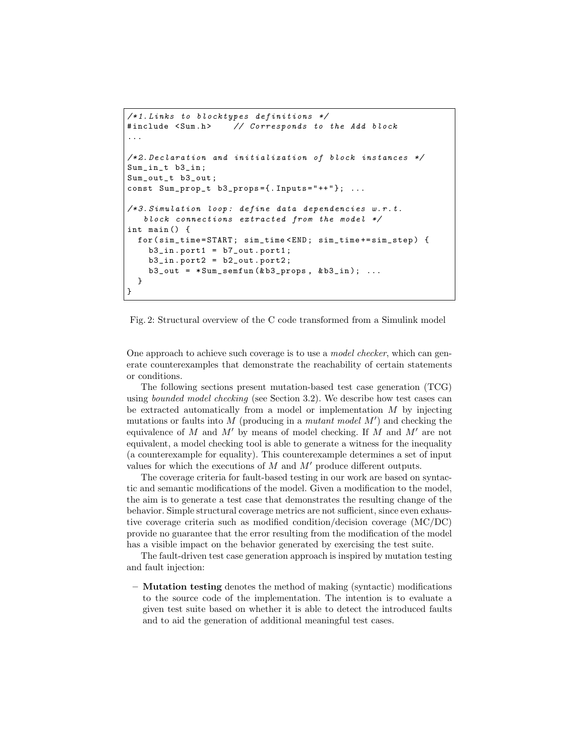```
/*1.Links to blocktypes definitions */
#include <Sum.h>    // Corresponds to the Add block
...

/*2.Declaration and initialization of block instances */
Sum_in_t b3_in;
Sum_out_t b3_out;
const Sum_prop_t b3_props={.Inputs="++"}; ...

/*3.Simulation loop: define data dependencies w.r.t.
    block connections extracted from the model */
int main() {
  for(sim_time=START; sim_time<END; sim_time+=sim_step) {
    b3_in.port1 = b7_out.port1;
    b3_in.port2 = b2_out.port2;
    b3_out = *Sum_semfun(&b3_props, &b3_in); ...
  }
}
```

Fig. 2: Structural overview of the C code transformed from a Simulink model

One approach to achieve such coverage is to use a *model checker*, which can generate counterexamples that demonstrate the reachability of certain statements or conditions.

The following sections present mutation-based test case generation (TCG) using *bounded model checking* (see Section 3.2). We describe how test cases can be extracted automatically from a model or implementation $M$ by injecting mutations or faults into $M$ (producing in a *mutant model* $M'$) and checking the equivalence of $M$ and $M'$ by means of model checking. If $M$ and $M'$ are not equivalent, a model checking tool is able to generate a witness for the inequality (a counterexample for equality). This counterexample determines a set of input values for which the executions of $M$ and $M'$ produce different outputs.

The coverage criteria for fault-based testing in our work are based on syntactic and semantic modifications of the model. Given a modification to the model, the aim is to generate a test case that demonstrates the resulting change of the behavior. Simple structural coverage metrics are not sufficient, since even exhaustive coverage criteria such as modified condition/decision coverage (MC/DC) provide no guarantee that the error resulting from the modification of the model has a visible impact on the behavior generated by exercising the test suite.

The fault-driven test case generation approach is inspired by mutation testing and fault injection:

– **Mutation testing** denotes the method of making (syntactic) modifications to the source code of the implementation. The intention is to evaluate a given test suite based on whether it is able to detect the introduced faults and to aid the generation of additional meaningful test cases.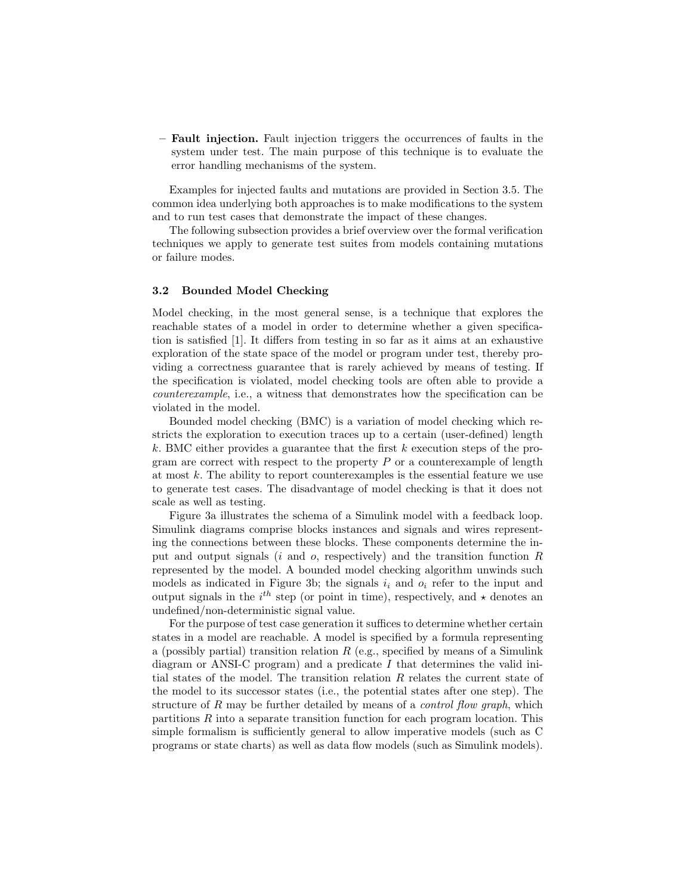– **Fault injection.** Fault injection triggers the occurrences of faults in the system under test. The main purpose of this technique is to evaluate the error handling mechanisms of the system.

Examples for injected faults and mutations are provided in Section 3.5. The common idea underlying both approaches is to make modifications to the system and to run test cases that demonstrate the impact of these changes.

The following subsection provides a brief overview over the formal verification techniques we apply to generate test suites from models containing mutations or failure modes.

### 3.2 Bounded Model Checking

Model checking, in the most general sense, is a technique that explores the reachable states of a model in order to determine whether a given specification is satisfied [1]. It differs from testing in so far as it aims at an exhaustive exploration of the state space of the model or program under test, thereby providing a correctness guarantee that is rarely achieved by means of testing. If the specification is violated, model checking tools are often able to provide a *counterexample*, i.e., a witness that demonstrates how the specification can be violated in the model.

Bounded model checking (BMC) is a variation of model checking which restricts the exploration to execution traces up to a certain (user-defined) length $k$. BMC either provides a guarantee that the first $k$ execution steps of the program are correct with respect to the property $P$ or a counterexample of length at most $k$. The ability to report counterexamples is the essential feature we use to generate test cases. The disadvantage of model checking is that it does not scale as well as testing.

Figure 3a illustrates the schema of a Simulink model with a feedback loop. Simulink diagrams comprise blocks instances and signals and wires representing the connections between these blocks. These components determine the input and output signals ($i$ and $o$, respectively) and the transition function $R$ represented by the model. A bounded model checking algorithm unwinds such models as indicated in Figure 3b; the signals $i_i$ and $o_i$ refer to the input and output signals in the $i^{th}$ step (or point in time), respectively, and $\star$ denotes an undefined/non-deterministic signal value.

For the purpose of test case generation it suffices to determine whether certain states in a model are reachable. A model is specified by a formula representing a (possibly partial) transition relation $R$ (e.g., specified by means of a Simulink diagram or ANSI-C program) and a predicate $I$ that determines the valid initial states of the model. The transition relation $R$ relates the current state of the model to its successor states (i.e., the potential states after one step). The structure of $R$ may be further detailed by means of a *control flow graph*, which partitions $R$ into a separate transition function for each program location. This simple formalism is sufficiently general to allow imperative models (such as C programs or state charts) as well as data flow models (such as Simulink models).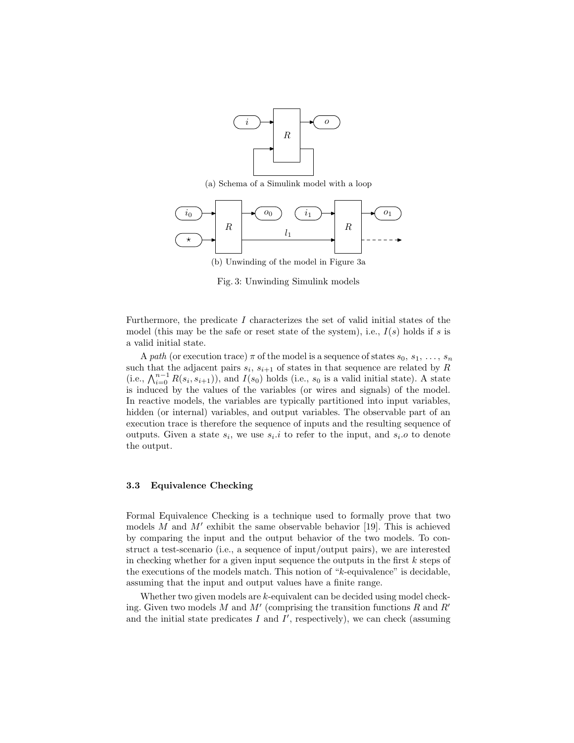(a) Schema of a Simulink model with a loop

(b) Unwinding of the model in Figure 3a

Fig. 3: Unwinding Simulink models

Furthermore, the predicate $I$ characterizes the set of valid initial states of the model (this may be the safe or reset state of the system), i.e., $I(s)$ holds if $s$ is a valid initial state.

A *path* (or execution trace) $\pi$ of the model is a sequence of states $s_0, s_1, \ldots, s_n$ such that the adjacent pairs $s_i, s_{i+1}$ of states in that sequence are related by $R$ (i.e., $\bigwedge_{i=0}^{n-1} R(s_i, s_{i+1})$), and $I(s_0)$ holds (i.e., $s_0$ is a valid initial state). A state is induced by the values of the variables (or wires and signals) of the model. In reactive models, the variables are typically partitioned into input variables, hidden (or internal) variables, and output variables. The observable part of an execution trace is therefore the sequence of inputs and the resulting sequence of outputs. Given a state $s_i$, we use $s_i.i$ to refer to the input, and $s_i.o$ to denote the output.

### 3.3 Equivalence Checking

Formal Equivalence Checking is a technique used to formally prove that two models $M$ and $M'$ exhibit the same observable behavior [19]. This is achieved by comparing the input and the output behavior of the two models. To construct a test-scenario (i.e., a sequence of input/output pairs), we are interested in checking whether for a given input sequence the outputs in the first $k$ steps of the executions of the models match. This notion of "$k$-equivalence" is decidable, assuming that the input and output values have a finite range.

Whether two given models are $k$-equivalent can be decided using model checking. Given two models $M$ and $M'$ (comprising the transition functions $R$ and $R'$ and the initial state predicates $I$ and $I'$, respectively), we can check (assuming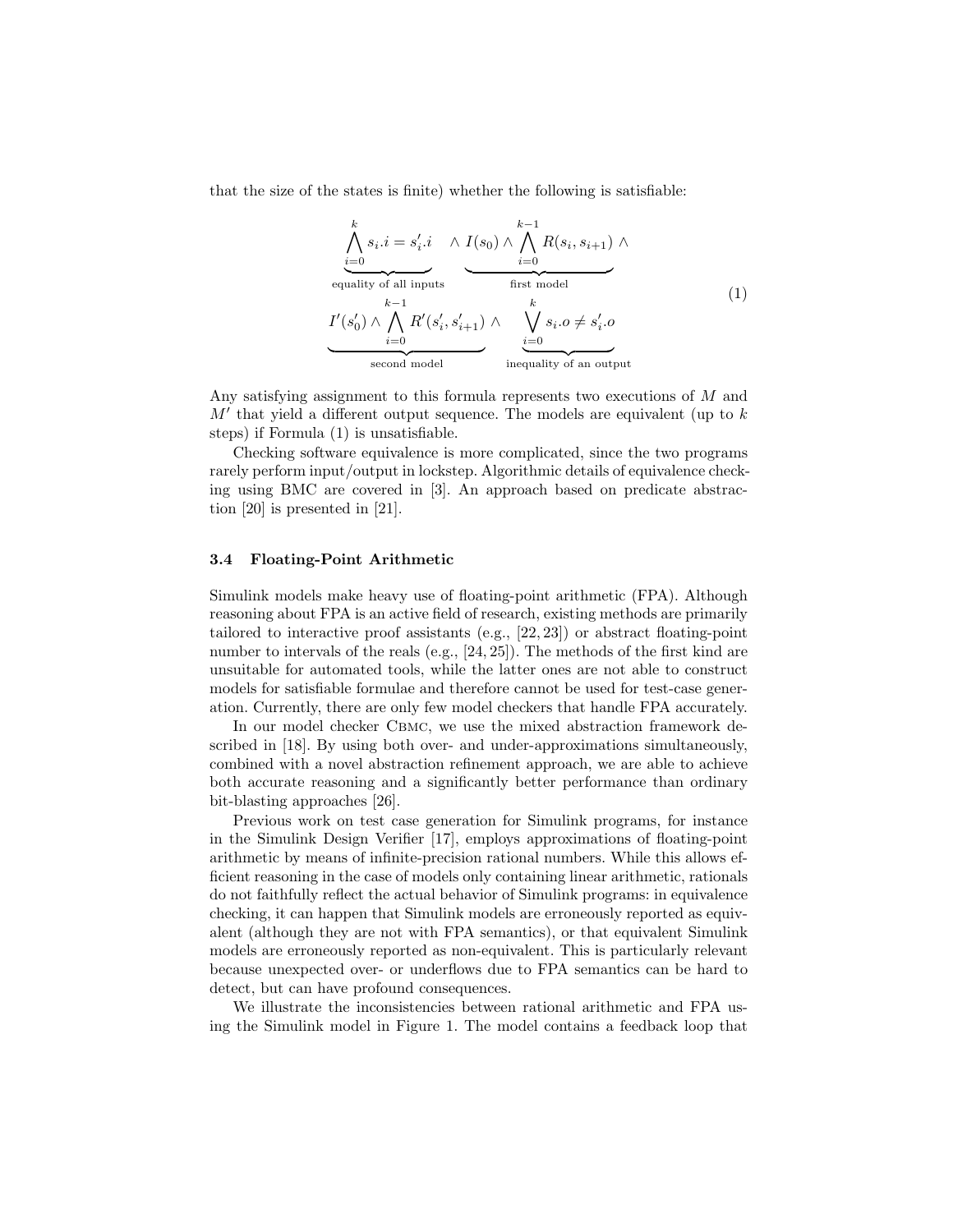that the size of the states is finite) whether the following is satisfiable:

$$
\underbrace{\bigwedge_{i=0}^{k} s_i.i = s'_i.i}_{\text{equality of all inputs}} \quad \wedge \underbrace{I(s_0) \wedge \bigwedge_{i=0}^{k-1} R(s_i, s_{i+1})}_{\text{first model}} \wedge
$$
$$
\underbrace{I'(s'_0) \wedge \bigwedge_{i=0}^{k-1} R'(s'_i, s'_{i+1})}_{\text{second model}} \wedge \quad \underbrace{\bigvee_{i=0}^{k} s_i.o \neq s'_i.o}_{\text{inequality of an output}} \tag{1}
$$

Any satisfying assignment to this formula represents two executions of $M$ and $M'$ that yield a different output sequence. The models are equivalent (up to $k$ steps) if Formula (1) is unsatisfiable.

Checking software equivalence is more complicated, since the two programs rarely perform input/output in lockstep. Algorithmic details of equivalence checking using BMC are covered in [3]. An approach based on predicate abstraction [20] is presented in [21].

### 3.4 Floating-Point Arithmetic

Simulink models make heavy use of floating-point arithmetic (FPA). Although reasoning about FPA is an active field of research, existing methods are primarily tailored to interactive proof assistants (e.g., [22, 23]) or abstract floating-point number to intervals of the reals (e.g., [24, 25]). The methods of the first kind are unsuitable for automated tools, while the latter ones are not able to construct models for satisfiable formulae and therefore cannot be used for test-case generation. Currently, there are only few model checkers that handle FPA accurately.

In our model checker Cbmc, we use the mixed abstraction framework described in [18]. By using both over- and under-approximations simultaneously, combined with a novel abstraction refinement approach, we are able to achieve both accurate reasoning and a significantly better performance than ordinary bit-blasting approaches [26].

Previous work on test case generation for Simulink programs, for instance in the Simulink Design Verifier [17], employs approximations of floating-point arithmetic by means of infinite-precision rational numbers. While this allows efficient reasoning in the case of models only containing linear arithmetic, rationals do not faithfully reflect the actual behavior of Simulink programs: in equivalence checking, it can happen that Simulink models are erroneously reported as equivalent (although they are not with FPA semantics), or that equivalent Simulink models are erroneously reported as non-equivalent. This is particularly relevant because unexpected over- or underflows due to FPA semantics can be hard to detect, but can have profound consequences.

We illustrate the inconsistencies between rational arithmetic and FPA using the Simulink model in Figure 1. The model contains a feedback loop that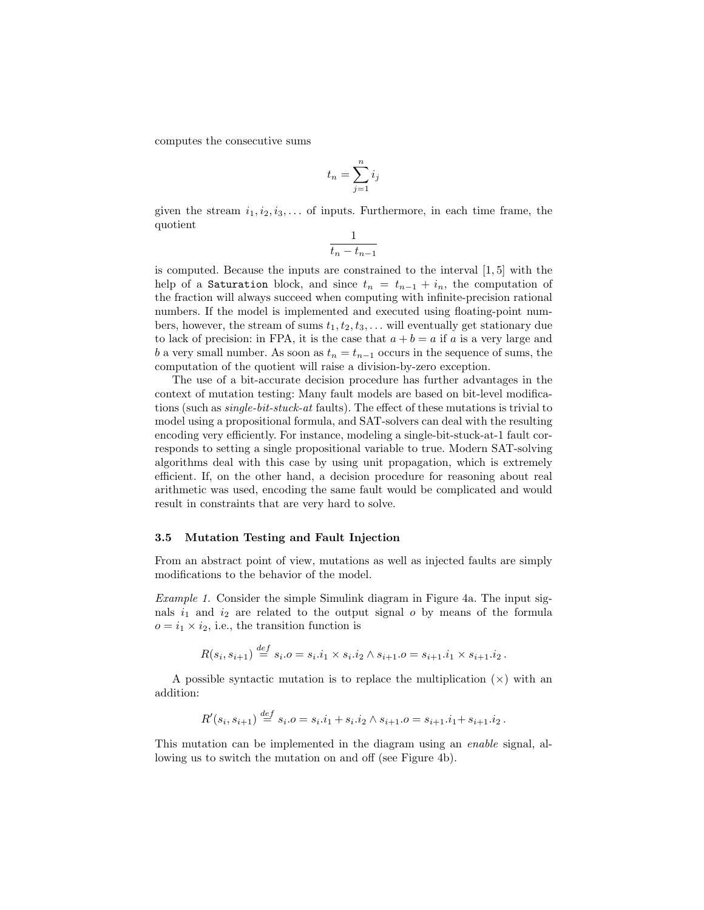computes the consecutive sums

$$t_n = \sum_{j=1}^{n} i_j$$

given the stream $i_1, i_2, i_3, \ldots$ of inputs. Furthermore, in each time frame, the quotient

$$\frac{1}{t_n - t_{n-1}}$$

is computed. Because the inputs are constrained to the interval $[1, 5]$ with the help of a `Saturation` block, and since $t_n = t_{n-1} + i_n$, the computation of the fraction will always succeed when computing with infinite-precision rational numbers. If the model is implemented and executed using floating-point numbers, however, the stream of sums $t_1, t_2, t_3, \ldots$ will eventually get stationary due to lack of precision: in FPA, it is the case that $a + b = a$ if $a$ is a very large and $b$ a very small number. As soon as $t_n = t_{n-1}$ occurs in the sequence of sums, the computation of the quotient will raise a division-by-zero exception.

The use of a bit-accurate decision procedure has further advantages in the context of mutation testing: Many fault models are based on bit-level modifications (such as *single-bit-stuck-at* faults). The effect of these mutations is trivial to model using a propositional formula, and SAT-solvers can deal with the resulting encoding very efficiently. For instance, modeling a single-bit-stuck-at-1 fault corresponds to setting a single propositional variable to true. Modern SAT-solving algorithms deal with this case by using unit propagation, which is extremely efficient. If, on the other hand, a decision procedure for reasoning about real arithmetic was used, encoding the same fault would be complicated and would result in constraints that are very hard to solve.

### 3.5 Mutation Testing and Fault Injection

From an abstract point of view, mutations as well as injected faults are simply modifications to the behavior of the model.

*Example 1.* Consider the simple Simulink diagram in Figure 4a. The input signals $i_1$ and $i_2$ are related to the output signal $o$ by means of the formula $o = i_1 \times i_2$, i.e., the transition function is

$$R(s_i, s_{i+1}) \stackrel{def}{=} s_i.o = s_i.i_1 \times s_i.i_2 \wedge s_{i+1}.o = s_{i+1}.i_1 \times s_{i+1}.i_2 \,.$$

A possible syntactic mutation is to replace the multiplication ($\times$) with an addition:

$$R'(s_i, s_{i+1}) \stackrel{def}{=} s_i.o = s_i.i_1 + s_i.i_2 \wedge s_{i+1}.o = s_{i+1}.i_1 + s_{i+1}.i_2 \,.$$

This mutation can be implemented in the diagram using an *enable* signal, allowing us to switch the mutation on and off (see Figure 4b).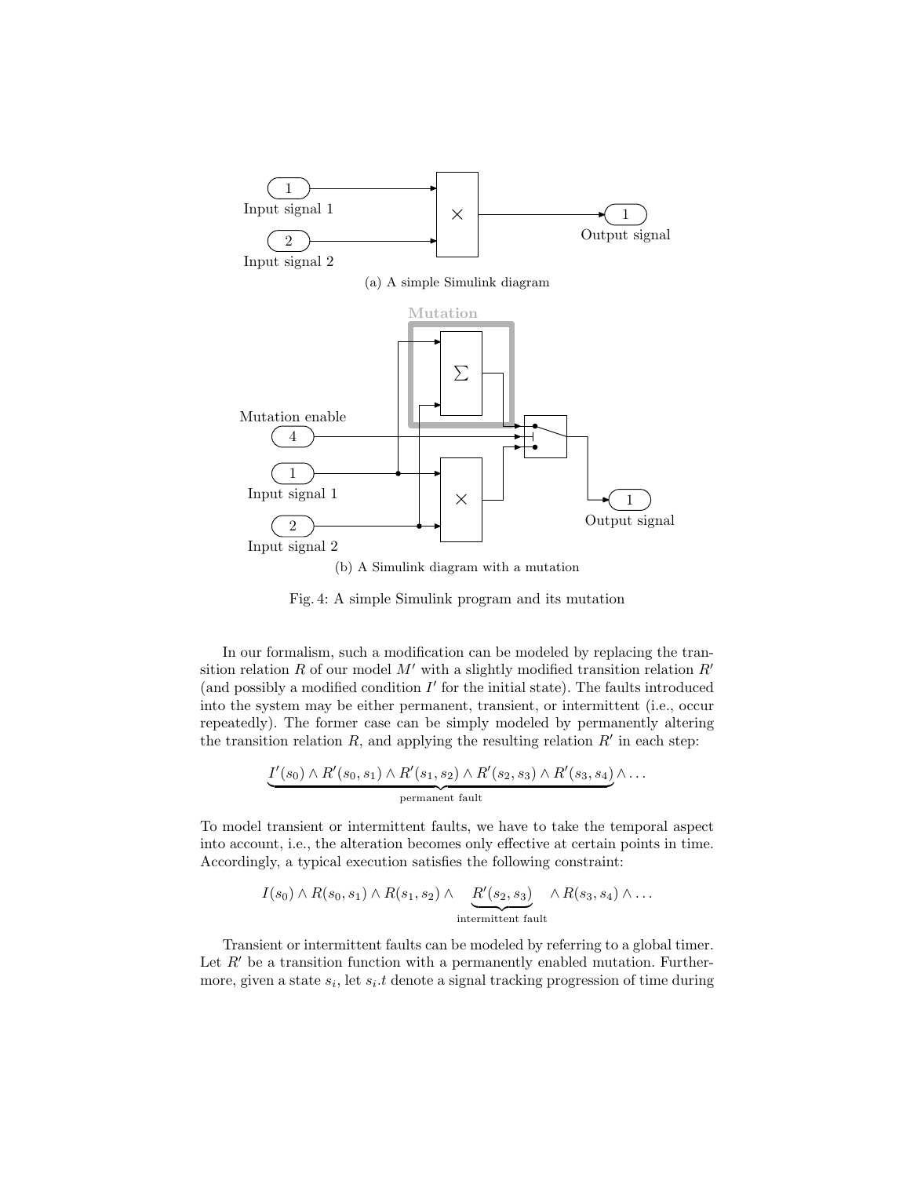(a) A simple Simulink diagram

(b) A Simulink diagram with a mutation

Fig. 4: A simple Simulink program and its mutation

In our formalism, such a modification can be modeled by replacing the transition relation $R$ of our model $M'$ with a slightly modified transition relation $R'$ (and possibly a modified condition $I'$ for the initial state). The faults introduced into the system may be either permanent, transient, or intermittent (i.e., occur repeatedly). The former case can be simply modeled by permanently altering the transition relation $R$, and applying the resulting relation $R'$ in each step:

$$\underbrace{I'(s_0) \wedge R'(s_0, s_1) \wedge R'(s_1, s_2) \wedge R'(s_2, s_3) \wedge R'(s_3, s_4)}_{\text{permanent fault}} \wedge \ldots$$

To model transient or intermittent faults, we have to take the temporal aspect into account, i.e., the alteration becomes only effective at certain points in time. Accordingly, a typical execution satisfies the following constraint:

$$I(s_0) \wedge R(s_0, s_1) \wedge R(s_1, s_2) \wedge \underbrace{R'(s_2, s_3)}_{\text{intermittent fault}} \wedge R(s_3, s_4) \wedge \ldots$$

Transient or intermittent faults can be modeled by referring to a global timer. Let $R'$ be a transition function with a permanently enabled mutation. Furthermore, given a state $s_i$, let $s_i.t$ denote a signal tracking progression of time during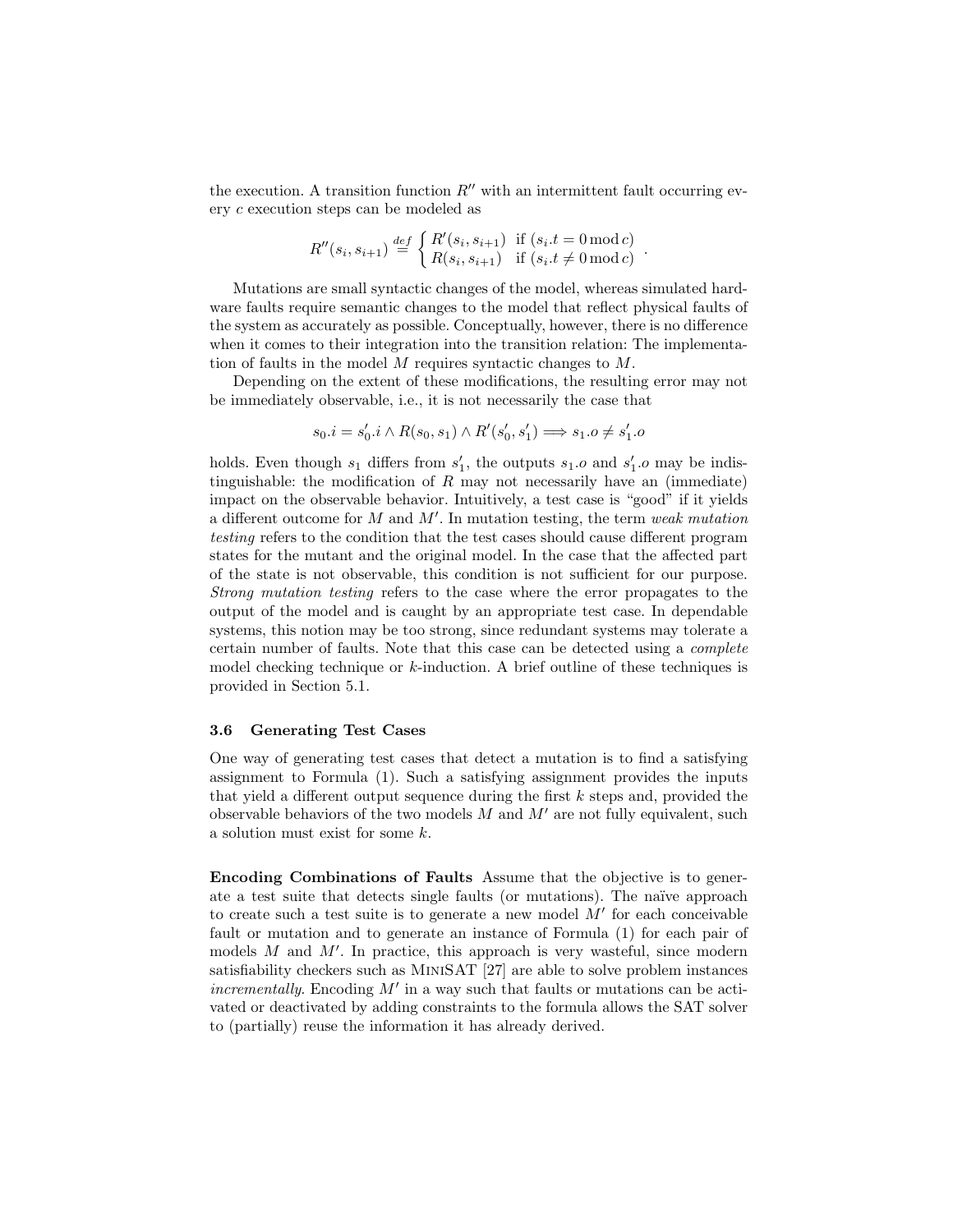the execution. A transition function $R''$ with an intermittent fault occurring every $c$ execution steps can be modeled as

$$R''(s_i, s_{i+1}) \stackrel{def}{=} \begin{cases} R'(s_i, s_{i+1}) & \text{if } (s_i.t = 0 \bmod c) \\ R(s_i, s_{i+1}) & \text{if } (s_i.t \neq 0 \bmod c) \end{cases} .$$

Mutations are small syntactic changes of the model, whereas simulated hardware faults require semantic changes to the model that reflect physical faults of the system as accurately as possible. Conceptually, however, there is no difference when it comes to their integration into the transition relation: The implementation of faults in the model $M$ requires syntactic changes to $M$.

Depending on the extent of these modifications, the resulting error may not be immediately observable, i.e., it is not necessarily the case that

$$s_0.i = s'_0.i \wedge R(s_0, s_1) \wedge R'(s'_0, s'_1) \Longrightarrow s_1.o \neq s'_1.o$$

holds. Even though $s_1$ differs from $s'_1$, the outputs $s_1.o$ and $s'_1.o$ may be indistinguishable: the modification of $R$ may not necessarily have an (immediate) impact on the observable behavior. Intuitively, a test case is "good" if it yields a different outcome for $M$ and $M'$. In mutation testing, the term *weak mutation testing* refers to the condition that the test cases should cause different program states for the mutant and the original model. In the case that the affected part of the state is not observable, this condition is not sufficient for our purpose. *Strong mutation testing* refers to the case where the error propagates to the output of the model and is caught by an appropriate test case. In dependable systems, this notion may be too strong, since redundant systems may tolerate a certain number of faults. Note that this case can be detected using a *complete* model checking technique or $k$-induction. A brief outline of these techniques is provided in Section 5.1.

### 3.6 Generating Test Cases

One way of generating test cases that detect a mutation is to find a satisfying assignment to Formula (1). Such a satisfying assignment provides the inputs that yield a different output sequence during the first $k$ steps and, provided the observable behaviors of the two models $M$ and $M'$ are not fully equivalent, such a solution must exist for some $k$.

**Encoding Combinations of Faults** Assume that the objective is to generate a test suite that detects single faults (or mutations). The naïve approach to create such a test suite is to generate a new model $M'$ for each conceivable fault or mutation and to generate an instance of Formula (1) for each pair of models $M$ and $M'$. In practice, this approach is very wasteful, since modern satisfiability checkers such as MiniSAT [27] are able to solve problem instances *incrementally*. Encoding $M'$ in a way such that faults or mutations can be activated or deactivated by adding constraints to the formula allows the SAT solver to (partially) reuse the information it has already derived.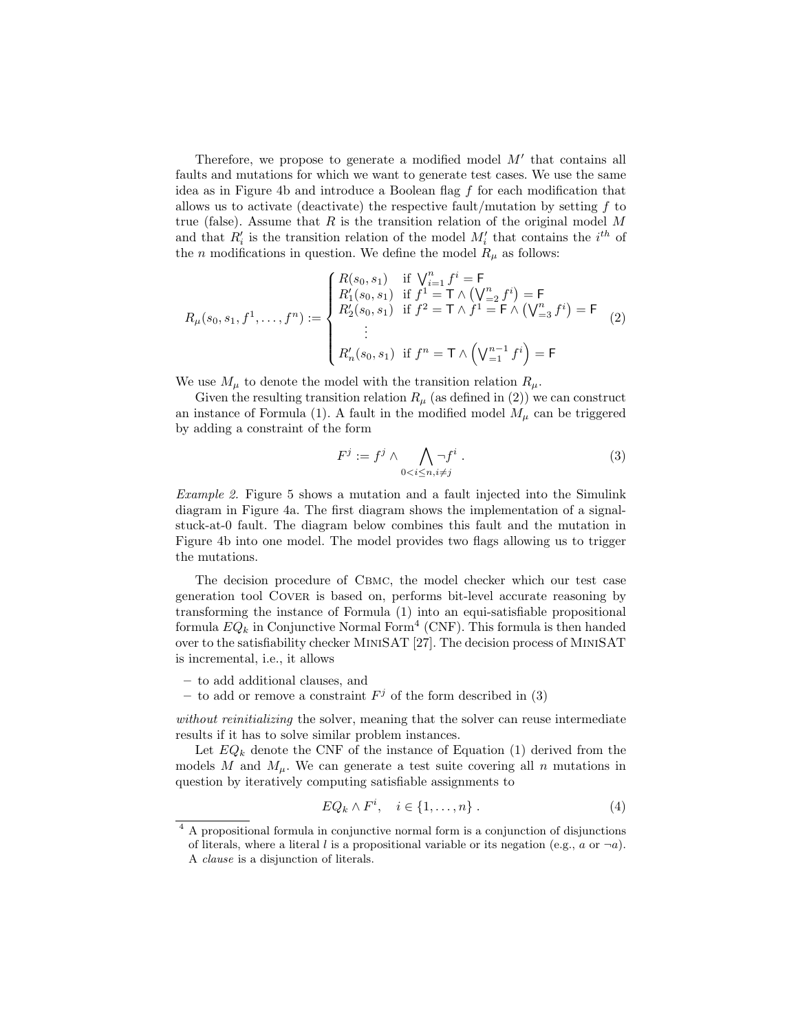Therefore, we propose to generate a modified model $M'$ that contains all faults and mutations for which we want to generate test cases. We use the same idea as in Figure 4b and introduce a Boolean flag $f$ for each modification that allows us to activate (deactivate) the respective fault/mutation by setting $f$ to true (false). Assume that $R$ is the transition relation of the original model $M$ and that $R'_i$ is the transition relation of the model $M'_i$ that contains the $i^{th}$ of the $n$ modifications in question. We define the model $R_\mu$ as follows:

$$R_\mu(s_0, s_1, f^1, \ldots, f^n) := \begin{cases} R(s_0, s_1) & \text{if } \bigvee_{i=1}^{n} f^i = \mathsf{F} \\ R'_1(s_0, s_1) & \text{if } f^1 = \mathsf{T} \wedge \left(\bigvee_{=2}^{n} f^i\right) = \mathsf{F} \\ R'_2(s_0, s_1) & \text{if } f^2 = \mathsf{T} \wedge f^1 = \mathsf{F} \wedge \left(\bigvee_{=3}^{n} f^i\right) = \mathsf{F} \\ \quad\vdots & \\ R'_n(s_0, s_1) & \text{if } f^n = \mathsf{T} \wedge \left(\bigvee_{=1}^{n-1} f^i\right) = \mathsf{F} \end{cases} \tag{2}$$

We use $M_\mu$ to denote the model with the transition relation $R_\mu$.

Given the resulting transition relation $R_\mu$ (as defined in (2)) we can construct an instance of Formula (1). A fault in the modified model $M_\mu$ can be triggered by adding a constraint of the form

$$F^j := f^j \wedge \bigwedge_{0<i\leq n, i\neq j} \neg f^i \ . \tag{3}$$

*Example 2.* Figure 5 shows a mutation and a fault injected into the Simulink diagram in Figure 4a. The first diagram shows the implementation of a signal-stuck-at-0 fault. The diagram below combines this fault and the mutation in Figure 4b into one model. The model provides two flags allowing us to trigger the mutations.

The decision procedure of CBMC, the model checker which our test case generation tool COVER is based on, performs bit-level accurate reasoning by transforming the instance of Formula (1) into an equi-satisfiable propositional formula $EQ_k$ in Conjunctive Normal Form[4] (CNF). This formula is then handed over to the satisfiability checker MINISAT [27]. The decision process of MINISAT is incremental, i.e., it allows

- to add additional clauses, and
- to add or remove a constraint $F^j$ of the form described in (3)

*without reinitializing* the solver, meaning that the solver can reuse intermediate results if it has to solve similar problem instances.

Let $EQ_k$ denote the CNF of the instance of Equation (1) derived from the models $M$ and $M_\mu$. We can generate a test suite covering all $n$ mutations in question by iteratively computing satisfiable assignments to

$$EQ_k \wedge F^i, \quad i \in \{1, \ldots, n\} \ . \tag{4}$$

[4] A propositional formula in conjunctive normal form is a conjunction of disjunctions of literals, where a literal $l$ is a propositional variable or its negation (e.g., $a$ or $\neg a$). A *clause* is a disjunction of literals.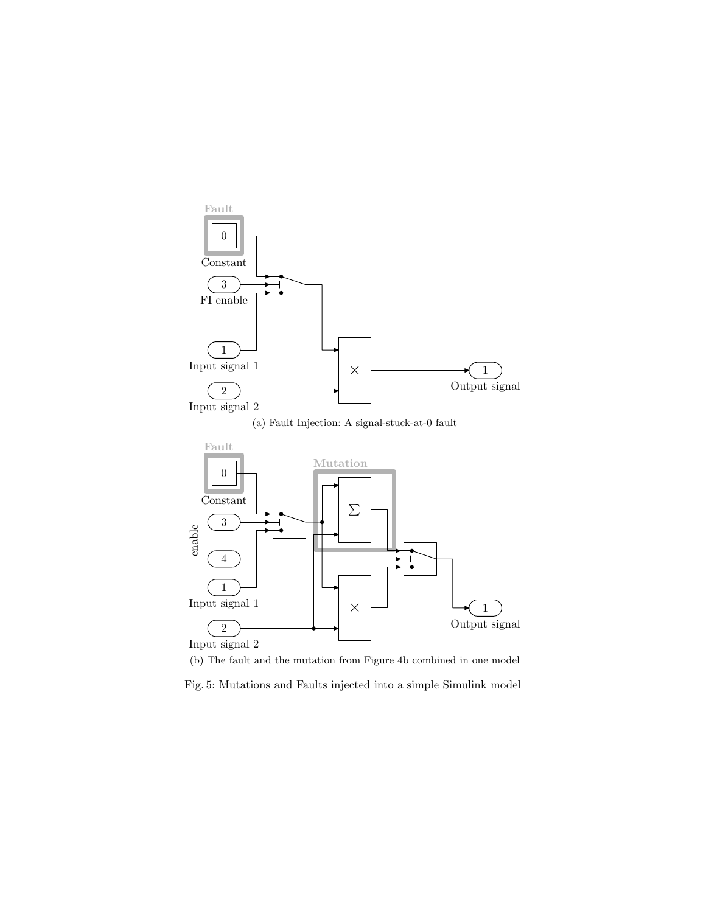(a) Fault Injection: A signal-stuck-at-0 fault

(b) The fault and the mutation from Figure 4b combined in one model

Fig. 5: Mutations and Faults injected into a simple Simulink model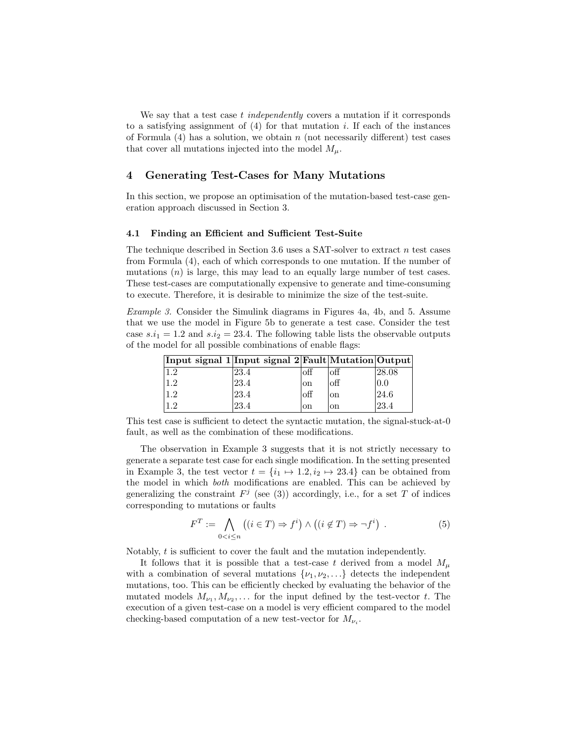We say that a test case $t$ *independently* covers a mutation if it corresponds to a satisfying assignment of (4) for that mutation $i$. If each of the instances of Formula (4) has a solution, we obtain $n$ (not necessarily different) test cases that cover all mutations injected into the model $M_\mu$.

## 4 Generating Test-Cases for Many Mutations

In this section, we propose an optimisation of the mutation-based test-case generation approach discussed in Section 3.

### 4.1 Finding an Efficient and Sufficient Test-Suite

The technique described in Section 3.6 uses a SAT-solver to extract $n$ test cases from Formula (4), each of which corresponds to one mutation. If the number of mutations ($n$) is large, this may lead to an equally large number of test cases. These test-cases are computationally expensive to generate and time-consuming to execute. Therefore, it is desirable to minimize the size of the test-suite.

*Example 3.* Consider the Simulink diagrams in Figures 4a, 4b, and 5. Assume that we use the model in Figure 5b to generate a test case. Consider the test case $s.i_1 = 1.2$ and $s.i_2 = 23.4$. The following table lists the observable outputs of the model for all possible combinations of enable flags:

| Input signal 1 | Input signal 2 | Fault | Mutation | Output |
|---|---|---|---|---|
| 1.2 | 23.4 | off | off | 28.08 |
| 1.2 | 23.4 | on | off | 0.0 |
| 1.2 | 23.4 | off | on | 24.6 |
| 1.2 | 23.4 | on | on | 23.4 |

This test case is sufficient to detect the syntactic mutation, the signal-stuck-at-0 fault, as well as the combination of these modifications.

The observation in Example 3 suggests that it is not strictly necessary to generate a separate test case for each single modification. In the setting presented in Example 3, the test vector $t = \{i_1 \mapsto 1.2, i_2 \mapsto 23.4\}$ can be obtained from the model in which *both* modifications are enabled. This can be achieved by generalizing the constraint $F^j$ (see (3)) accordingly, i.e., for a set $T$ of indices corresponding to mutations or faults

$$F^T := \bigwedge_{0<i\leq n} \left((i \in T) \Rightarrow f^i\right) \wedge \left((i \notin T) \Rightarrow \neg f^i\right) \ . \tag{5}$$

Notably, $t$ is sufficient to cover the fault and the mutation independently.

It follows that it is possible that a test-case $t$ derived from a model $M_\mu$ with a combination of several mutations $\{\nu_1, \nu_2, \ldots\}$ detects the independent mutations, too. This can be efficiently checked by evaluating the behavior of the mutated models $M_{\nu_1}, M_{\nu_2}, \ldots$ for the input defined by the test-vector $t$. The execution of a given test-case on a model is very efficient compared to the model checking-based computation of a new test-vector for $M_{\nu_i}$.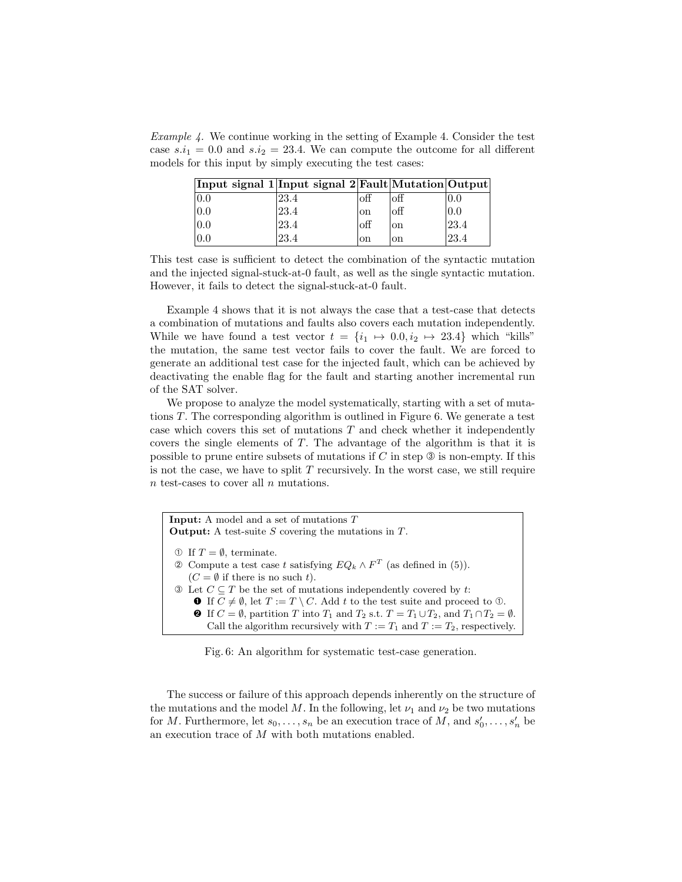*Example 4.* We continue working in the setting of Example 4. Consider the test case $s.i_1 = 0.0$ and $s.i_2 = 23.4$. We can compute the outcome for all different models for this input by simply executing the test cases:

| **Input signal 1** | **Input signal 2** | **Fault** | **Mutation** | **Output** |
|---|---|---|---|---|
| 0.0 | 23.4 | off | off | 0.0 |
| 0.0 | 23.4 | on | off | 0.0 |
| 0.0 | 23.4 | off | on | 23.4 |
| 0.0 | 23.4 | on | on | 23.4 |

This test case is sufficient to detect the combination of the syntactic mutation and the injected signal-stuck-at-0 fault, as well as the single syntactic mutation. However, it fails to detect the signal-stuck-at-0 fault.

Example 4 shows that it is not always the case that a test-case that detects a combination of mutations and faults also covers each mutation independently. While we have found a test vector $t = \{i_1 \mapsto 0.0, i_2 \mapsto 23.4\}$ which "kills" the mutation, the same test vector fails to cover the fault. We are forced to generate an additional test case for the injected fault, which can be achieved by deactivating the enable flag for the fault and starting another incremental run of the SAT solver.

We propose to analyze the model systematically, starting with a set of mutations $T$. The corresponding algorithm is outlined in Figure 6. We generate a test case which covers this set of mutations $T$ and check whether it independently covers the single elements of $T$. The advantage of the algorithm is that it is possible to prune entire subsets of mutations if $C$ in step ③ is non-empty. If this is not the case, we have to split $T$ recursively. In the worst case, we still require $n$ test-cases to cover all $n$ mutations.

**Input:** A model and a set of mutations $T$
**Output:** A test-suite $S$ covering the mutations in $T$.

① If $T = \emptyset$, terminate.
② Compute a test case $t$ satisfying $EQ_k \wedge F^T$ (as defined in (5)). ($C = \emptyset$ if there is no such $t$).
③ Let $C \subseteq T$ be the set of mutations independently covered by $t$:
  ❶ If $C \neq \emptyset$, let $T := T \setminus C$. Add $t$ to the test suite and proceed to ①.
  ❷ If $C = \emptyset$, partition $T$ into $T_1$ and $T_2$ s.t. $T = T_1 \cup T_2$, and $T_1 \cap T_2 = \emptyset$. Call the algorithm recursively with $T := T_1$ and $T := T_2$, respectively.

Fig. 6: An algorithm for systematic test-case generation.

The success or failure of this approach depends inherently on the structure of the mutations and the model $M$. In the following, let $\nu_1$ and $\nu_2$ be two mutations for $M$. Furthermore, let $s_0, \ldots, s_n$ be an execution trace of $M$, and $s'_0, \ldots, s'_n$ be an execution trace of $M$ with both mutations enabled.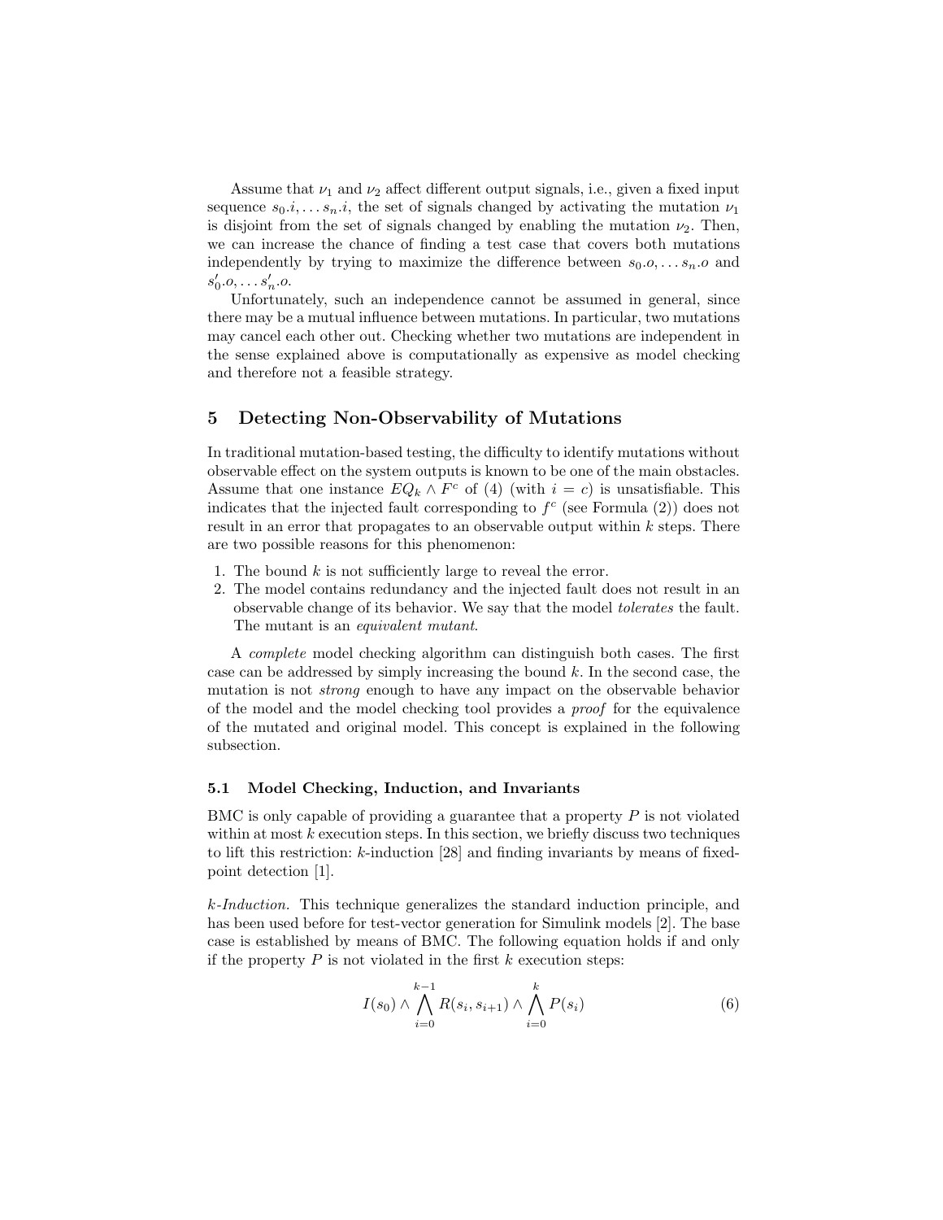Assume that $\nu_1$ and $\nu_2$ affect different output signals, i.e., given a fixed input sequence $s_0.i, \ldots s_n.i$, the set of signals changed by activating the mutation $\nu_1$ is disjoint from the set of signals changed by enabling the mutation $\nu_2$. Then, we can increase the chance of finding a test case that covers both mutations independently by trying to maximize the difference between $s_0.o, \ldots s_n.o$ and $s'_0.o, \ldots s'_n.o$.

Unfortunately, such an independence cannot be assumed in general, since there may be a mutual influence between mutations. In particular, two mutations may cancel each other out. Checking whether two mutations are independent in the sense explained above is computationally as expensive as model checking and therefore not a feasible strategy.

## 5 Detecting Non-Observability of Mutations

In traditional mutation-based testing, the difficulty to identify mutations without observable effect on the system outputs is known to be one of the main obstacles. Assume that one instance $EQ_k \wedge F^c$ of (4) (with $i = c$) is unsatisfiable. This indicates that the injected fault corresponding to $f^c$ (see Formula (2)) does not result in an error that propagates to an observable output within $k$ steps. There are two possible reasons for this phenomenon:

1. The bound $k$ is not sufficiently large to reveal the error.
2. The model contains redundancy and the injected fault does not result in an observable change of its behavior. We say that the model *tolerates* the fault. The mutant is an *equivalent mutant*.

A *complete* model checking algorithm can distinguish both cases. The first case can be addressed by simply increasing the bound $k$. In the second case, the mutation is not *strong* enough to have any impact on the observable behavior of the model and the model checking tool provides a *proof* for the equivalence of the mutated and original model. This concept is explained in the following subsection.

### 5.1 Model Checking, Induction, and Invariants

BMC is only capable of providing a guarantee that a property $P$ is not violated within at most $k$ execution steps. In this section, we briefly discuss two techniques to lift this restriction: $k$-induction [28] and finding invariants by means of fixed-point detection [1].

*k-Induction.* This technique generalizes the standard induction principle, and has been used before for test-vector generation for Simulink models [2]. The base case is established by means of BMC. The following equation holds if and only if the property $P$ is not violated in the first $k$ execution steps:

$$I(s_0) \wedge \bigwedge_{i=0}^{k-1} R(s_i, s_{i+1}) \wedge \bigwedge_{i=0}^{k} P(s_i) \tag{6}$$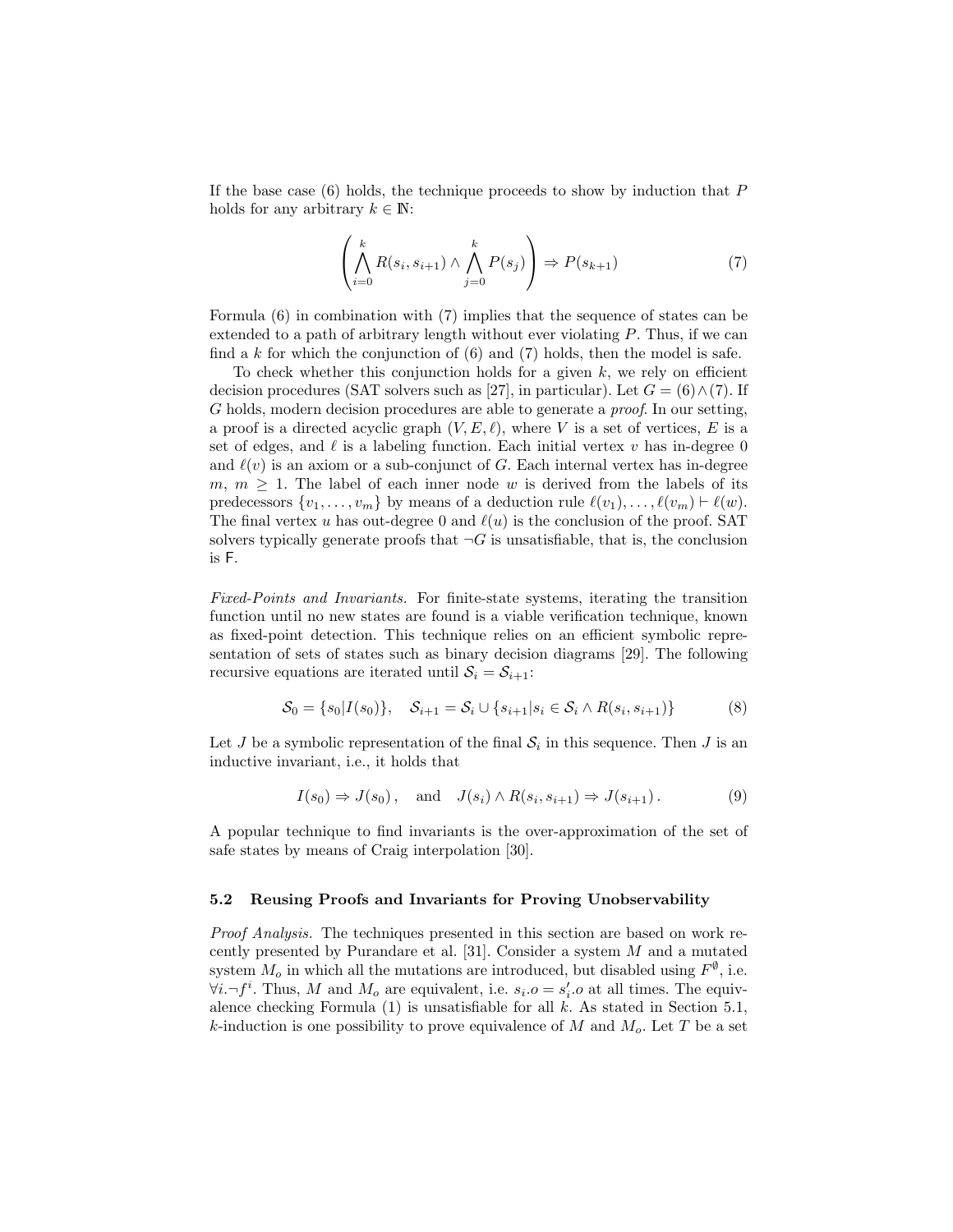If the base case (6) holds, the technique proceeds to show by induction that $P$ holds for any arbitrary $k \in \mathbb{N}$:

$$\left( \bigwedge_{i=0}^{k} R(s_i, s_{i+1}) \wedge \bigwedge_{j=0}^{k} P(s_j) \right) \Rightarrow P(s_{k+1}) \tag{7}$$

Formula (6) in combination with (7) implies that the sequence of states can be extended to a path of arbitrary length without ever violating $P$. Thus, if we can find a $k$ for which the conjunction of (6) and (7) holds, then the model is safe.

To check whether this conjunction holds for a given $k$, we rely on efficient decision procedures (SAT solvers such as [27], in particular). Let $G = (6) \wedge (7)$. If $G$ holds, modern decision procedures are able to generate a *proof*. In our setting, a proof is a directed acyclic graph $(V, E, \ell)$, where $V$ is a set of vertices, $E$ is a set of edges, and $\ell$ is a labeling function. Each initial vertex $v$ has in-degree 0 and $\ell(v)$ is an axiom or a sub-conjunct of $G$. Each internal vertex has in-degree $m$, $m \geq 1$. The label of each inner node $w$ is derived from the labels of its predecessors $\{v_1, \dots, v_m\}$ by means of a deduction rule $\ell(v_1), \dots, \ell(v_m) \vdash \ell(w)$. The final vertex $u$ has out-degree 0 and $\ell(u)$ is the conclusion of the proof. SAT solvers typically generate proofs that $\neg G$ is unsatisfiable, that is, the conclusion is $\mathsf{F}$.

*Fixed-Points and Invariants.* For finite-state systems, iterating the transition function until no new states are found is a viable verification technique, known as fixed-point detection. This technique relies on an efficient symbolic representation of sets of states such as binary decision diagrams [29]. The following recursive equations are iterated until $\mathcal{S}_i = \mathcal{S}_{i+1}$:

$$\mathcal{S}_0 = \{s_0 | I(s_0)\}, \quad \mathcal{S}_{i+1} = \mathcal{S}_i \cup \{s_{i+1} | s_i \in \mathcal{S}_i \wedge R(s_i, s_{i+1})\} \tag{8}$$

Let $J$ be a symbolic representation of the final $\mathcal{S}_i$ in this sequence. Then $J$ is an inductive invariant, i.e., it holds that

$$I(s_0) \Rightarrow J(s_0), \quad \text{and} \quad J(s_i) \wedge R(s_i, s_{i+1}) \Rightarrow J(s_{i+1}). \tag{9}$$

A popular technique to find invariants is the over-approximation of the set of safe states by means of Craig interpolation [30].

### 5.2 Reusing Proofs and Invariants for Proving Unobservability

*Proof Analysis.* The techniques presented in this section are based on work recently presented by Purandare et al. [31]. Consider a system $M$ and a mutated system $M_o$ in which all the mutations are introduced, but disabled using $F^{\emptyset}$, i.e. $\forall i. \neg f^i$. Thus, $M$ and $M_o$ are equivalent, i.e. $s_i.o = s'_i.o$ at all times. The equivalence checking Formula (1) is unsatisfiable for all $k$. As stated in Section 5.1, $k$-induction is one possibility to prove equivalence of $M$ and $M_o$. Let $T$ be a set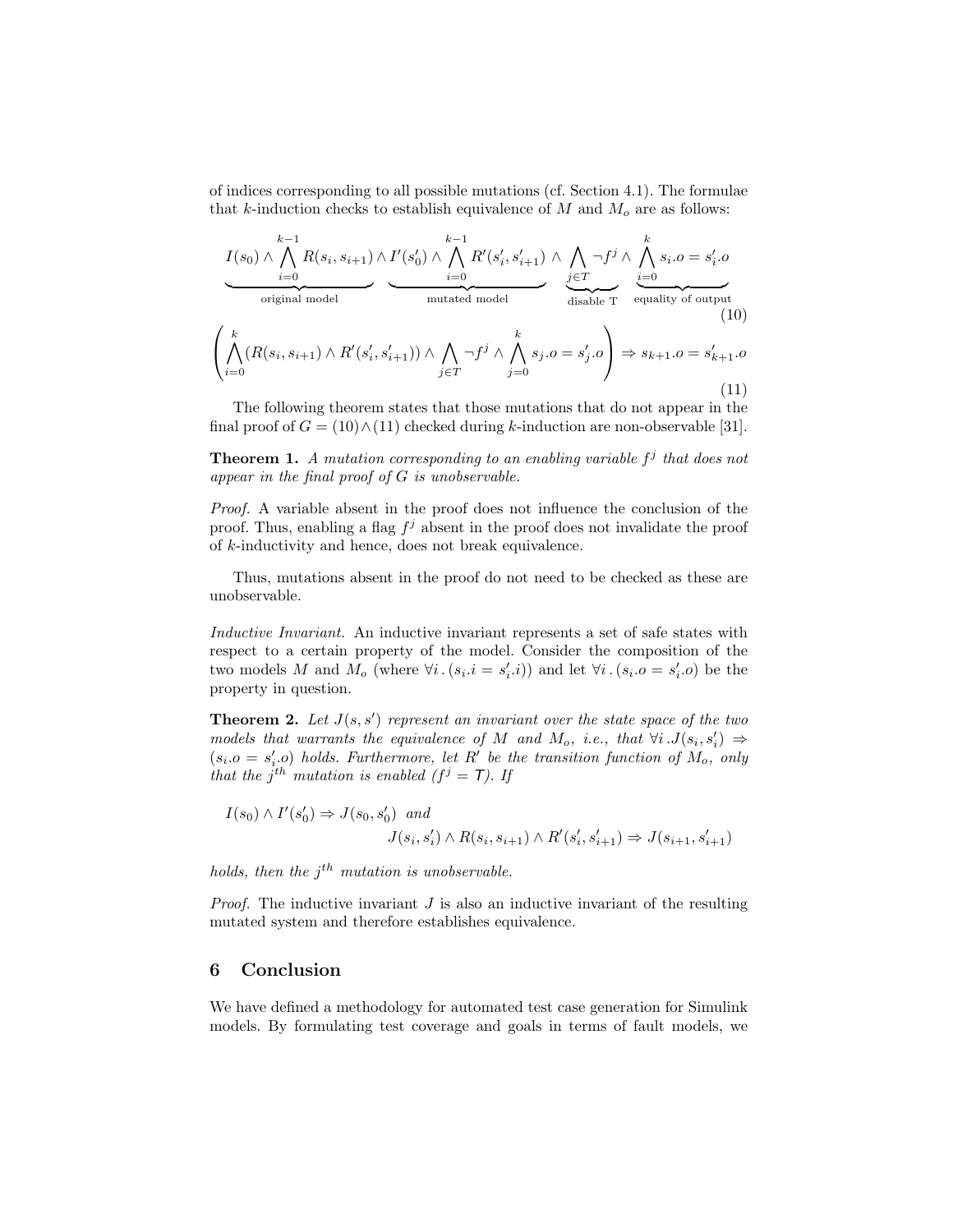of indices corresponding to all possible mutations (cf. Section 4.1). The formulae that $k$-induction checks to establish equivalence of $M$ and $M_o$ are as follows:

$$\underbrace{I(s_0) \wedge \bigwedge_{i=0}^{k-1} R(s_i, s_{i+1})}_{\text{original model}} \wedge \underbrace{I'(s'_0) \wedge \bigwedge_{i=0}^{k-1} R'(s'_i, s'_{i+1})}_{\text{mutated model}} \wedge \underbrace{\bigwedge_{j \in T} \neg f^j}_{\text{disable T}} \wedge \underbrace{\bigwedge_{i=0}^{k} s_i.o = s'_i.o}_{\text{equality of output}} \tag{10}$$

$$\left( \bigwedge_{i=0}^{k} (R(s_i, s_{i+1}) \wedge R'(s'_i, s'_{i+1})) \wedge \bigwedge_{j \in T} \neg f^j \wedge \bigwedge_{j=0}^{k} s_j.o = s'_j.o \right) \Rightarrow s_{k+1}.o = s'_{k+1}.o \tag{11}$$

The following theorem states that those mutations that do not appear in the final proof of $G = (10) \wedge (11)$ checked during $k$-induction are non-observable [31].

**Theorem 1.** *A mutation corresponding to an enabling variable $f^j$ that does not appear in the final proof of $G$ is unobservable.*

*Proof.* A variable absent in the proof does not influence the conclusion of the proof. Thus, enabling a flag $f^j$ absent in the proof does not invalidate the proof of $k$-inductivity and hence, does not break equivalence.

Thus, mutations absent in the proof do not need to be checked as these are unobservable.

*Inductive Invariant.* An inductive invariant represents a set of safe states with respect to a certain property of the model. Consider the composition of the two models $M$ and $M_o$ (where $\forall i \,.\, (s_i.i = s'_i.i)$) and let $\forall i \,.\, (s_i.o = s'_i.o)$ be the property in question.

**Theorem 2.** *Let $J(s, s')$ represent an invariant over the state space of the two models that warrants the equivalence of $M$ and $M_o$, i.e., that $\forall i \,.\, J(s_i, s'_i) \Rightarrow (s_i.o = s'_i.o)$ holds. Furthermore, let $R'$ be the transition function of $M_o$, only that the $j^{th}$ mutation is enabled ($f^j = \mathsf{T}$). If*

$$I(s_0) \wedge I'(s'_0) \Rightarrow J(s_0, s'_0) \;\; \text{and}$$
$$J(s_i, s'_i) \wedge R(s_i, s_{i+1}) \wedge R'(s'_i, s'_{i+1}) \Rightarrow J(s_{i+1}, s'_{i+1})$$

*holds, then the $j^{th}$ mutation is unobservable.*

*Proof.* The inductive invariant $J$ is also an inductive invariant of the resulting mutated system and therefore establishes equivalence.

## 6 Conclusion

We have defined a methodology for automated test case generation for Simulink models. By formulating test coverage and goals in terms of fault models, we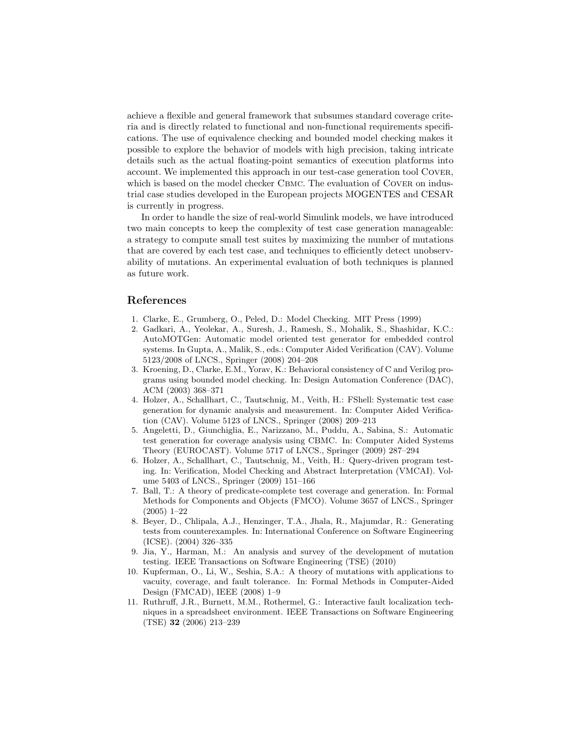achieve a flexible and general framework that subsumes standard coverage criteria and is directly related to functional and non-functional requirements specifications. The use of equivalence checking and bounded model checking makes it possible to explore the behavior of models with high precision, taking intricate details such as the actual floating-point semantics of execution platforms into account. We implemented this approach in our test-case generation tool Cover, which is based on the model checker Cbmc. The evaluation of Cover on industrial case studies developed in the European projects MOGENTES and CESAR is currently in progress.

In order to handle the size of real-world Simulink models, we have introduced two main concepts to keep the complexity of test case generation manageable: a strategy to compute small test suites by maximizing the number of mutations that are covered by each test case, and techniques to efficiently detect unobservability of mutations. An experimental evaluation of both techniques is planned as future work.

## References

1. Clarke, E., Grumberg, O., Peled, D.: Model Checking. MIT Press (1999)
2. Gadkari, A., Yeolekar, A., Suresh, J., Ramesh, S., Mohalik, S., Shashidar, K.C.: AutoMOTGen: Automatic model oriented test generator for embedded control systems. In Gupta, A., Malik, S., eds.: Computer Aided Verification (CAV). Volume 5123/2008 of LNCS., Springer (2008) 204–208
3. Kroening, D., Clarke, E.M., Yorav, K.: Behavioral consistency of C and Verilog programs using bounded model checking. In: Design Automation Conference (DAC), ACM (2003) 368–371
4. Holzer, A., Schallhart, C., Tautschnig, M., Veith, H.: FShell: Systematic test case generation for dynamic analysis and measurement. In: Computer Aided Verification (CAV). Volume 5123 of LNCS., Springer (2008) 209–213
5. Angeletti, D., Giunchiglia, E., Narizzano, M., Puddu, A., Sabina, S.: Automatic test generation for coverage analysis using CBMC. In: Computer Aided Systems Theory (EUROCAST). Volume 5717 of LNCS., Springer (2009) 287–294
6. Holzer, A., Schallhart, C., Tautschnig, M., Veith, H.: Query-driven program testing. In: Verification, Model Checking and Abstract Interpretation (VMCAI). Volume 5403 of LNCS., Springer (2009) 151–166
7. Ball, T.: A theory of predicate-complete test coverage and generation. In: Formal Methods for Components and Objects (FMCO). Volume 3657 of LNCS., Springer (2005) 1–22
8. Beyer, D., Chlipala, A.J., Henzinger, T.A., Jhala, R., Majumdar, R.: Generating tests from counterexamples. In: International Conference on Software Engineering (ICSE). (2004) 326–335
9. Jia, Y., Harman, M.: An analysis and survey of the development of mutation testing. IEEE Transactions on Software Engineering (TSE) (2010)
10. Kupferman, O., Li, W., Seshia, S.A.: A theory of mutations with applications to vacuity, coverage, and fault tolerance. In: Formal Methods in Computer-Aided Design (FMCAD), IEEE (2008) 1–9
11. Ruthruff, J.R., Burnett, M.M., Rothermel, G.: Interactive fault localization techniques in a spreadsheet environment. IEEE Transactions on Software Engineering (TSE) **32** (2006) 213–239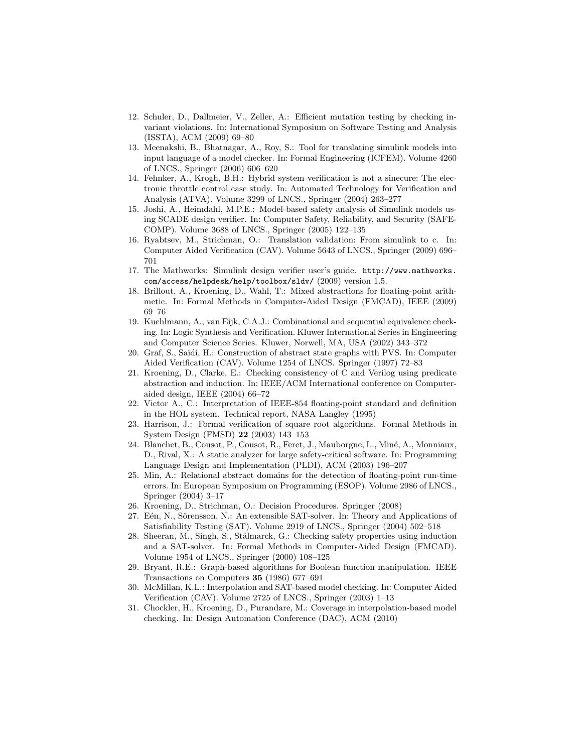12. Schuler, D., Dallmeier, V., Zeller, A.: Efficient mutation testing by checking invariant violations. In: International Symposium on Software Testing and Analysis (ISSTA), ACM (2009) 69–80
13. Meenakshi, B., Bhatnagar, A., Roy, S.: Tool for translating simulink models into input language of a model checker. In: Formal Engineering (ICFEM). Volume 4260 of LNCS., Springer (2006) 606–620
14. Fehnker, A., Krogh, B.H.: Hybrid system verification is not a sinecure: The electronic throttle control case study. In: Automated Technology for Verification and Analysis (ATVA). Volume 3299 of LNCS., Springer (2004) 263–277
15. Joshi, A., Heimdahl, M.P.E.: Model-based safety analysis of Simulink models using SCADE design verifier. In: Computer Safety, Reliability, and Security (SAFECOMP). Volume 3688 of LNCS., Springer (2005) 122–135
16. Ryabtsev, M., Strichman, O.: Translation validation: From simulink to c. In: Computer Aided Verification (CAV). Volume 5643 of LNCS., Springer (2009) 696–701
17. The Mathworks: Simulink design verifier user's guide. `http://www.mathworks.com/access/helpdesk/help/toolbox/sldv/` (2009) version 1.5.
18. Brillout, A., Kroening, D., Wahl, T.: Mixed abstractions for floating-point arithmetic. In: Formal Methods in Computer-Aided Design (FMCAD), IEEE (2009) 69–76
19. Kuehlmann, A., van Eijk, C.A.J.: Combinational and sequential equivalence checking. In: Logic Synthesis and Verification. Kluwer International Series in Engineering and Computer Science Series. Kluwer, Norwell, MA, USA (2002) 343–372
20. Graf, S., Saïdi, H.: Construction of abstract state graphs with PVS. In: Computer Aided Verification (CAV). Volume 1254 of LNCS. Springer (1997) 72–83
21. Kroening, D., Clarke, E.: Checking consistency of C and Verilog using predicate abstraction and induction. In: IEEE/ACM International conference on Computer-aided design, IEEE (2004) 66–72
22. Victor A., C.: Interpretation of IEEE-854 floating-point standard and definition in the HOL system. Technical report, NASA Langley (1995)
23. Harrison, J.: Formal verification of square root algorithms. Formal Methods in System Design (FMSD) **22** (2003) 143–153
24. Blanchet, B., Cousot, P., Cousot, R., Feret, J., Mauborgne, L., Miné, A., Monniaux, D., Rival, X.: A static analyzer for large safety-critical software. In: Programming Language Design and Implementation (PLDI), ACM (2003) 196–207
25. Min, A.: Relational abstract domains for the detection of floating-point run-time errors. In: European Symposium on Programming (ESOP). Volume 2986 of LNCS., Springer (2004) 3–17
26. Kroening, D., Strichman, O.: Decision Procedures. Springer (2008)
27. Eén, N., Sörensson, N.: An extensible SAT-solver. In: Theory and Applications of Satisfiability Testing (SAT). Volume 2919 of LNCS., Springer (2004) 502–518
28. Sheeran, M., Singh, S., Stålmarck, G.: Checking safety properties using induction and a SAT-solver. In: Formal Methods in Computer-Aided Design (FMCAD). Volume 1954 of LNCS., Springer (2000) 108–125
29. Bryant, R.E.: Graph-based algorithms for Boolean function manipulation. IEEE Transactions on Computers **35** (1986) 677–691
30. McMillan, K.L.: Interpolation and SAT-based model checking. In: Computer Aided Verification (CAV). Volume 2725 of LNCS., Springer (2003) 1–13
31. Chockler, H., Kroening, D., Purandare, M.: Coverage in interpolation-based model checking. In: Design Automation Conference (DAC), ACM (2010)